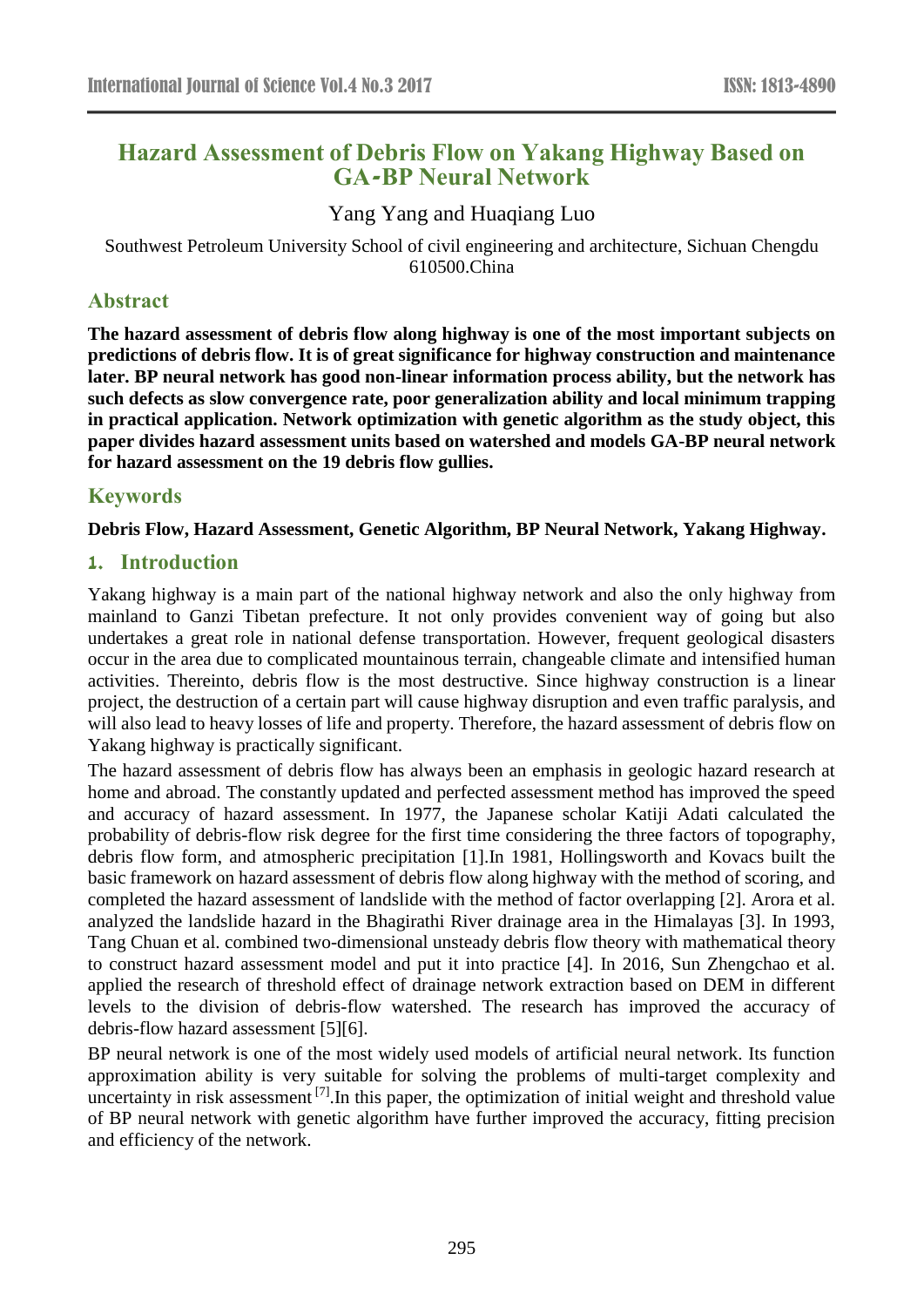# Hazard Assessment of Debris Flow on Yakang Highway Based on GA-BP Neural Network

Yang Yang and Huaqiang Luo

Southwest Petroleum University School of civil engineering and architecture, Sichuan Chengdu 610500.China

## Abstract

**The hazard assessment of debris flow along highway is one of the most important subjects on predictions of debris flow. It is of great significance for highway construction and maintenance later. BP neural network has good non-linear information process ability, but the network has such defects as slow convergence rate, poor generalization ability and local minimum trapping in practical application. Network optimization with genetic algorithm as the study object, this paper divides hazard assessment units based on watershed and models GA-BP neural network for hazard assessment on the 19 debris flow gullies.**

## Keywords

**Debris Flow, Hazard Assessment, Genetic Algorithm, BP Neural Network, Yakang Highway.**

## 1. Introduction

Yakang highway is a main part of the national highway network and also the only highway from mainland to Ganzi Tibetan prefecture. It not only provides convenient way of going but also undertakes a great role in national defense transportation. However, frequent geological disasters occur in the area due to complicated mountainous terrain, changeable climate and intensified human activities. Thereinto, debris flow is the most destructive. Since highway construction is a linear project, the destruction of a certain part will cause highway disruption and even traffic paralysis, and will also lead to heavy losses of life and property. Therefore, the hazard assessment of debris flow on Yakang highway is practically significant.

The hazard assessment of debris flow has always been an emphasis in geologic hazard research at home and abroad. The constantly updated and perfected assessment method has improved the speed and accuracy of hazard assessment. In 1977, the Japanese scholar Katiji Adati calculated the probability of debris-flow risk degree for the first time considering the three factors of topography, debris flow form, and atmospheric precipitation [1].In 1981, Hollingsworth and Kovacs built the basic framework on hazard assessment of debris flow along highway with the method of scoring, and completed the hazard assessment of landslide with the method of factor overlapping [2]. Arora et al. analyzed the landslide hazard in the Bhagirathi River drainage area in the Himalayas [3]. In 1993, Tang Chuan et al. combined two-dimensional unsteady debris flow theory with mathematical theory to construct hazard assessment model and put it into practice [4]. In 2016, Sun Zhengchao et al. applied the research of threshold effect of drainage network extraction based on DEM in different levels to the division of debris-flow watershed. The research has improved the accuracy of debris-flow hazard assessment [5][6].

BP neural network is one of the most widely used models of artificial neural network. Its function approximation ability is very suitable for solving the problems of multi-target complexity and uncertainty in risk assessment [7].In this paper, the optimization of initial weight and threshold value of BP neural network with genetic algorithm have further improved the accuracy, fitting precision and efficiency of the network.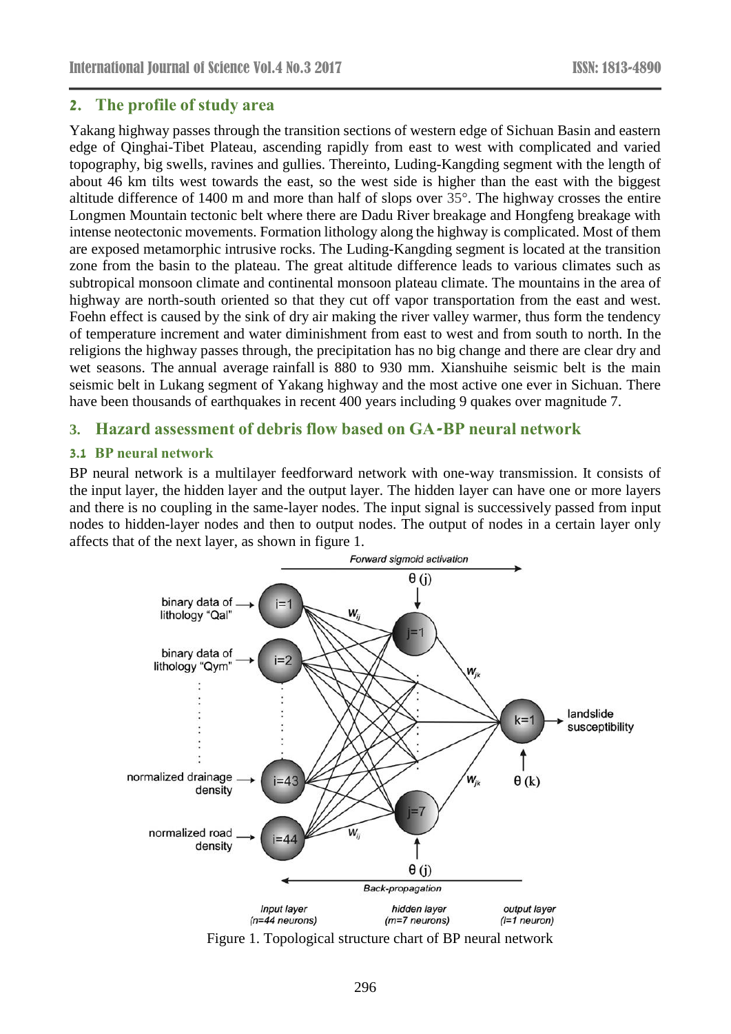## 2. The profile of study area

Yakang highway passes through the transition sections of western edge of Sichuan Basin and eastern edge of Qinghai-Tibet Plateau, ascending rapidly from east to west with complicated and varied topography, big swells, ravines and gullies. Thereinto, Luding-Kangding segment with the length of about 46 km tilts west towards the east, so the west side is higher than the east with the biggest altitude difference of 1400 m and more than half of slopes over 35°. The highway crosses the entire Longmen Mountain tectonic belt where there are Dadu River breakage and Hongfeng breakage with intense neotectonic movements. Formation lithology along the highway is complicated. Most of them are exposed metamorphic intrusive rocks. The Luding-Kangding segment is located at the transition zone from the basin to the plateau. The great altitude difference leads to various climates such as subtropical monsoon climate and continental monsoon plateau climate. The mountains in the area of highway are north-south oriented so that they cut off vapor transportation from the east and west. Foehn effect is caused by the sink of dry air making the river valley warmer, thus form the tendency of temperature increment and water diminishment from east to west and from south to north. In the religions the highway passes through, the precipitation has no big change and there are clear dry and wet seasons. The annual average rainfall is 880 to 930 mm. Xianshuihe seismic belt is the main seismic belt in Lukang segment of Yakang highway and the most active one ever in Sichuan. There have been thousands of earthquakes in recent 400 years including 9 quakes over magnitude 7.

## 3. Hazard assessment of debris flow based on GA-BP neural network

### 3.1 BP neural network

BP neural network is a multilayer feedforward network with one-way transmission. It consists of the input layer, the hidden layer and the output layer. The hidden layer can have one or more layers and there is no coupling in the same-layer nodes. The input signal is successively passed from input nodes to hidden-layer nodes and then to output nodes. The output of nodes in a certain layer only affects that of the next layer, as shown in figure 1.

Figure 1. Topological structure chart of BP neural network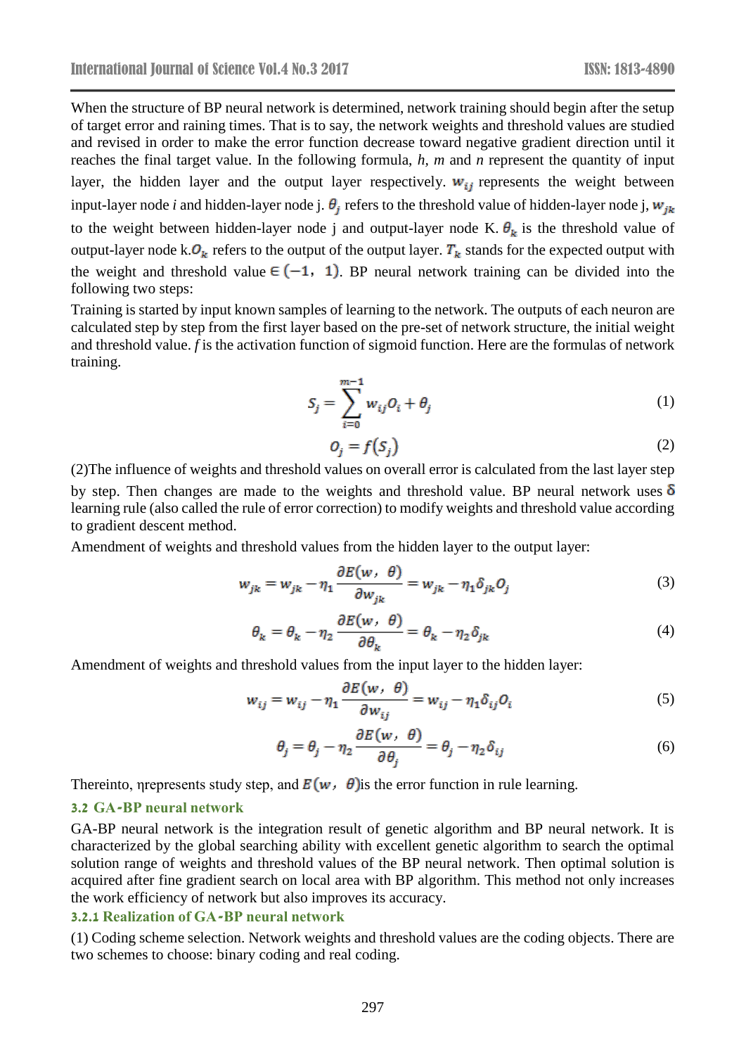When the structure of BP neural network is determined, network training should begin after the setup of target error and raining times. That is to say, the network weights and threshold values are studied and revised in order to make the error function decrease toward negative gradient direction until it reaches the final target value. In the following formula, *h*, *m* and *n* represent the quantity of input layer, the hidden layer and the output layer respectively. $w_{ij}$ represents the weight between input-layer node *i* and hidden-layer node j. $\theta_j$ refers to the threshold value of hidden-layer node j, $w_{jk}$ to the weight between hidden-layer node j and output-layer node K. $\theta_k$ is the threshold value of output-layer node k.$O_k$ refers to the output of the output layer. $T_k$ stands for the expected output with the weight and threshold value $\in (-1, 1)$. BP neural network training can be divided into the following two steps:

Training is started by input known samples of learning to the network. The outputs of each neuron are calculated step by step from the first layer based on the pre-set of network structure, the initial weight and threshold value. *f* is the activation function of sigmoid function. Here are the formulas of network training.

$$S_j = \sum_{i=0}^{m-1} w_{ij} O_i + \theta_j \tag{1}$$

$$O_j = f(S_j) \tag{2}$$

(2)The influence of weights and threshold values on overall error is calculated from the last layer step by step. Then changes are made to the weights and threshold value. BP neural network uses $\delta$ learning rule (also called the rule of error correction) to modify weights and threshold value according to gradient descent method.

Amendment of weights and threshold values from the hidden layer to the output layer:

$$w_{jk} = w_{jk} - \eta_1 \frac{\partial E(w, \theta)}{\partial w_{jk}} = w_{jk} - \eta_1 \delta_{jk} O_j \tag{3}$$

$$\theta_k = \theta_k - \eta_2 \frac{\partial E(w, \theta)}{\partial \theta_k} = \theta_k - \eta_2 \delta_{jk} \tag{4}$$

Amendment of weights and threshold values from the input layer to the hidden layer:

$$w_{ij} = w_{ij} - \eta_1 \frac{\partial E(w, \theta)}{\partial w_{ij}} = w_{ij} - \eta_1 \delta_{ij} O_i \tag{5}$$

$$\theta_j = \theta_j - \eta_2 \frac{\partial E(w, \theta)}{\partial \theta_j} = \theta_j - \eta_2 \delta_{ij} \tag{6}$$

Thereinto, ηrepresents study step, and $E(w, \theta)$is the error function in rule learning.

### 3.2 GA-BP neural network

GA-BP neural network is the integration result of genetic algorithm and BP neural network. It is characterized by the global searching ability with excellent genetic algorithm to search the optimal solution range of weights and threshold values of the BP neural network. Then optimal solution is acquired after fine gradient search on local area with BP algorithm. This method not only increases the work efficiency of network but also improves its accuracy.

#### 3.2.1 Realization of GA-BP neural network

(1) Coding scheme selection. Network weights and threshold values are the coding objects. There are two schemes to choose: binary coding and real coding.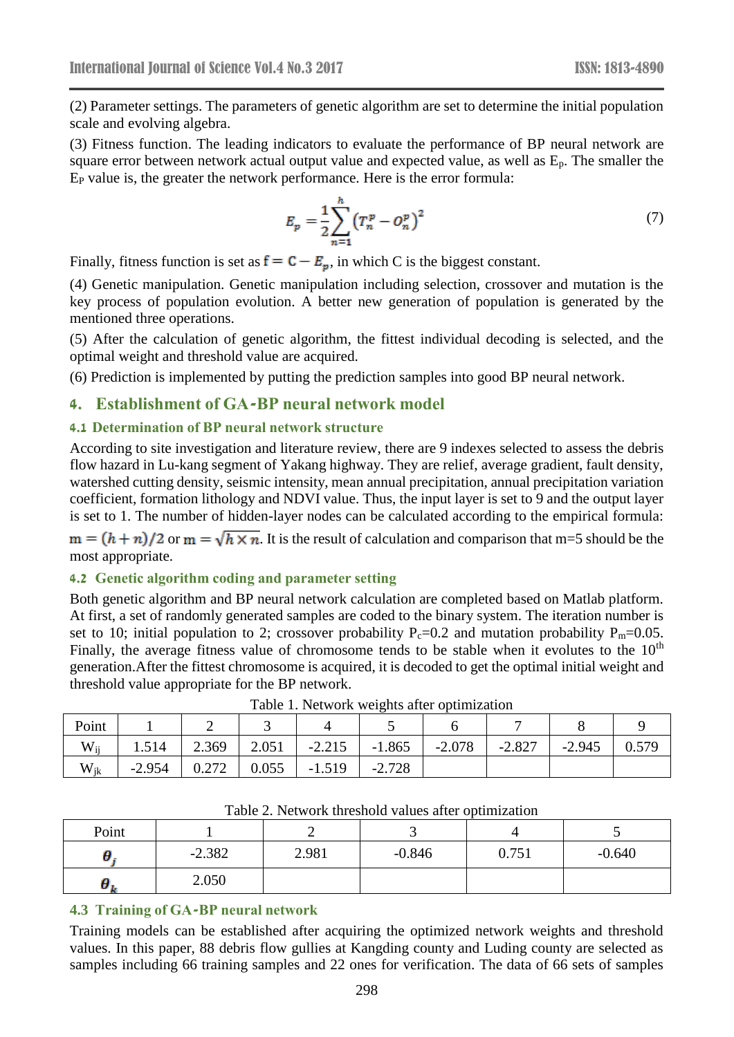(2) Parameter settings. The parameters of genetic algorithm are set to determine the initial population scale and evolving algebra.

(3) Fitness function. The leading indicators to evaluate the performance of BP neural network are square error between network actual output value and expected value, as well as $E_p$. The smaller the $E_P$ value is, the greater the network performance. Here is the error formula:

$$E_p = \frac{1}{2}\sum_{n=1}^{h}\left(T_n^p - O_n^p\right)^2 \tag{7}$$

Finally, fitness function is set as $f = C - E_p$, in which C is the biggest constant.

(4) Genetic manipulation. Genetic manipulation including selection, crossover and mutation is the key process of population evolution. A better new generation of population is generated by the mentioned three operations.

(5) After the calculation of genetic algorithm, the fittest individual decoding is selected, and the optimal weight and threshold value are acquired.

(6) Prediction is implemented by putting the prediction samples into good BP neural network.

## 4. Establishment of GA-BP neural network model

### 4.1 Determination of BP neural network structure

According to site investigation and literature review, there are 9 indexes selected to assess the debris flow hazard in Lu-kang segment of Yakang highway. They are relief, average gradient, fault density, watershed cutting density, seismic intensity, mean annual precipitation, annual precipitation variation coefficient, formation lithology and NDVI value. Thus, the input layer is set to 9 and the output layer is set to 1. The number of hidden-layer nodes can be calculated according to the empirical formula: $m = (h+n)/2$ or $m = \sqrt{h \times n}$. It is the result of calculation and comparison that m=5 should be the most appropriate.

### 4.2 Genetic algorithm coding and parameter setting

Both genetic algorithm and BP neural network calculation are completed based on Matlab platform. At first, a set of randomly generated samples are coded to the binary system. The iteration number is set to 10; initial population to 2; crossover probability $P_c$=0.2 and mutation probability $P_m$=0.05. Finally, the average fitness value of chromosome tends to be stable when it evolutes to the $10^{th}$ generation.After the fittest chromosome is acquired, it is decoded to get the optimal initial weight and threshold value appropriate for the BP network.

Table 1. Network weights after optimization

| Point | 1 | 2 | 3 | 4 | 5 | 6 | 7 | 8 | 9 |
|---|---|---|---|---|---|---|---|---|---|
| $W_{ij}$ | 1.514 | 2.369 | 2.051 | -2.215 | -1.865 | -2.078 | -2.827 | -2.945 | 0.579 |
| $W_{jk}$ | -2.954 | 0.272 | 0.055 | -1.519 | -2.728 | | | | |

Table 2. Network threshold values after optimization

| Point | 1 | 2 | 3 | 4 | 5 |
|---|---|---|---|---|---|
| $\theta_j$ | -2.382 | 2.981 | -0.846 | 0.751 | -0.640 |
| $\theta_k$ | 2.050 | | | | |

### 4.3 Training of GA-BP neural network

Training models can be established after acquiring the optimized network weights and threshold values. In this paper, 88 debris flow gullies at Kangding county and Luding county are selected as samples including 66 training samples and 22 ones for verification. The data of 66 sets of samples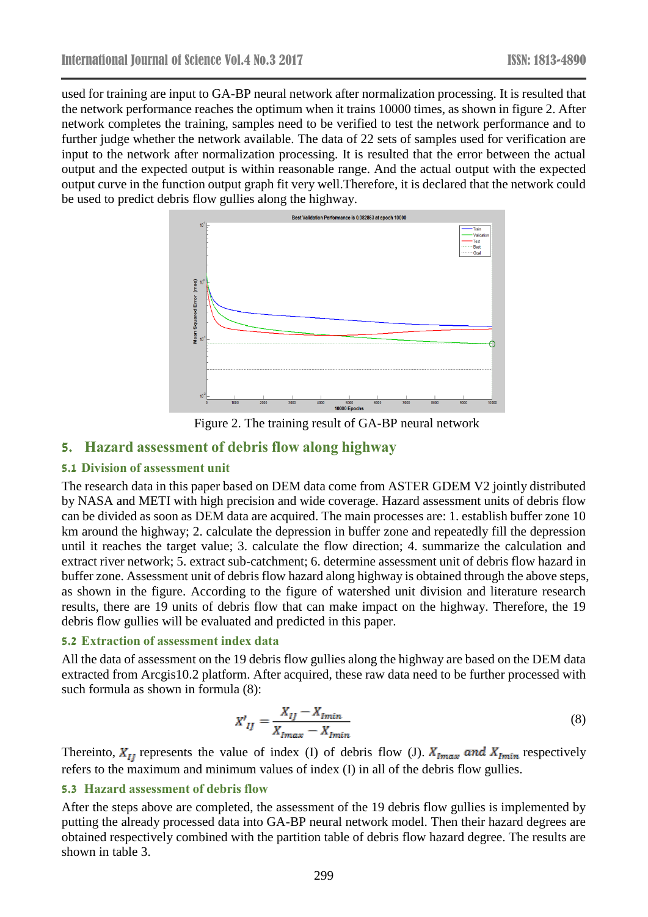used for training are input to GA-BP neural network after normalization processing. It is resulted that the network performance reaches the optimum when it trains 10000 times, as shown in figure 2. After network completes the training, samples need to be verified to test the network performance and to further judge whether the network available. The data of 22 sets of samples used for verification are input to the network after normalization processing. It is resulted that the error between the actual output and the expected output is within reasonable range. And the actual output with the expected output curve in the function output graph fit very well.Therefore, it is declared that the network could be used to predict debris flow gullies along the highway.

Figure 2. The training result of GA-BP neural network

## 5. Hazard assessment of debris flow along highway

### 5.1 Division of assessment unit

The research data in this paper based on DEM data come from ASTER GDEM V2 jointly distributed by NASA and METI with high precision and wide coverage. Hazard assessment units of debris flow can be divided as soon as DEM data are acquired. The main processes are: 1. establish buffer zone 10 km around the highway; 2. calculate the depression in buffer zone and repeatedly fill the depression until it reaches the target value; 3. calculate the flow direction; 4. summarize the calculation and extract river network; 5. extract sub-catchment; 6. determine assessment unit of debris flow hazard in buffer zone. Assessment unit of debris flow hazard along highway is obtained through the above steps, as shown in the figure. According to the figure of watershed unit division and literature research results, there are 19 units of debris flow that can make impact on the highway. Therefore, the 19 debris flow gullies will be evaluated and predicted in this paper.

### 5.2 Extraction of assessment index data

All the data of assessment on the 19 debris flow gullies along the highway are based on the DEM data extracted from Arcgis10.2 platform. After acquired, these raw data need to be further processed with such formula as shown in formula (8):

$$X'_{IJ} = \frac{X_{IJ} - X_{Imin}}{X_{Imax} - X_{Imin}} \tag{8}$$

Thereinto, $X_{IJ}$ represents the value of index (I) of debris flow (J). $X_{Imax}$ and $X_{Imin}$ respectively refers to the maximum and minimum values of index (I) in all of the debris flow gullies.

### 5.3 Hazard assessment of debris flow

After the steps above are completed, the assessment of the 19 debris flow gullies is implemented by putting the already processed data into GA-BP neural network model. Then their hazard degrees are obtained respectively combined with the partition table of debris flow hazard degree. The results are shown in table 3.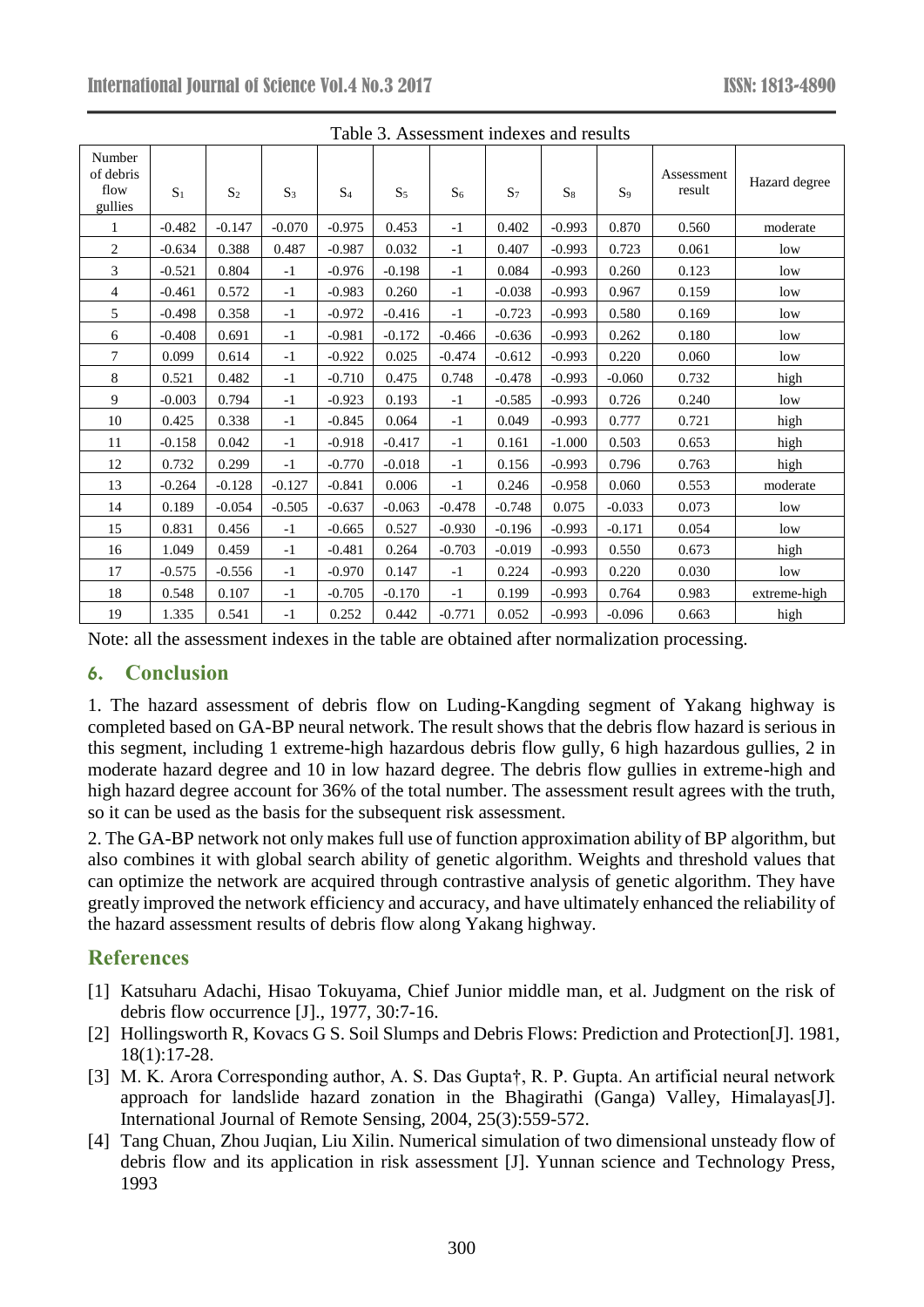Table 3. Assessment indexes and results

| Number of debris flow gullies | $S_1$ | $S_2$ | $S_3$ | $S_4$ | $S_5$ | $S_6$ | $S_7$ | $S_8$ | $S_9$ | Assessment result | Hazard degree |
|---|---|---|---|---|---|---|---|---|---|---|---|
| 1 | -0.482 | -0.147 | -0.070 | -0.975 | 0.453 | -1 | 0.402 | -0.993 | 0.870 | 0.560 | moderate |
| 2 | -0.634 | 0.388 | 0.487 | -0.987 | 0.032 | -1 | 0.407 | -0.993 | 0.723 | 0.061 | low |
| 3 | -0.521 | 0.804 | -1 | -0.976 | -0.198 | -1 | 0.084 | -0.993 | 0.260 | 0.123 | low |
| 4 | -0.461 | 0.572 | -1 | -0.983 | 0.260 | -1 | -0.038 | -0.993 | 0.967 | 0.159 | low |
| 5 | -0.498 | 0.358 | -1 | -0.972 | -0.416 | -1 | -0.723 | -0.993 | 0.580 | 0.169 | low |
| 6 | -0.408 | 0.691 | -1 | -0.981 | -0.172 | -0.466 | -0.636 | -0.993 | 0.262 | 0.180 | low |
| 7 | 0.099 | 0.614 | -1 | -0.922 | 0.025 | -0.474 | -0.612 | -0.993 | 0.220 | 0.060 | low |
| 8 | 0.521 | 0.482 | -1 | -0.710 | 0.475 | 0.748 | -0.478 | -0.993 | -0.060 | 0.732 | high |
| 9 | -0.003 | 0.794 | -1 | -0.923 | 0.193 | -1 | -0.585 | -0.993 | 0.726 | 0.240 | low |
| 10 | 0.425 | 0.338 | -1 | -0.845 | 0.064 | -1 | 0.049 | -0.993 | 0.777 | 0.721 | high |
| 11 | -0.158 | 0.042 | -1 | -0.918 | -0.417 | -1 | 0.161 | -1.000 | 0.503 | 0.653 | high |
| 12 | 0.732 | 0.299 | -1 | -0.770 | -0.018 | -1 | 0.156 | -0.993 | 0.796 | 0.763 | high |
| 13 | -0.264 | -0.128 | -0.127 | -0.841 | 0.006 | -1 | 0.246 | -0.958 | 0.060 | 0.553 | moderate |
| 14 | 0.189 | -0.054 | -0.505 | -0.637 | -0.063 | -0.478 | -0.748 | 0.075 | -0.033 | 0.073 | low |
| 15 | 0.831 | 0.456 | -1 | -0.665 | 0.527 | -0.930 | -0.196 | -0.993 | -0.171 | 0.054 | low |
| 16 | 1.049 | 0.459 | -1 | -0.481 | 0.264 | -0.703 | -0.019 | -0.993 | 0.550 | 0.673 | high |
| 17 | -0.575 | -0.556 | -1 | -0.970 | 0.147 | -1 | 0.224 | -0.993 | 0.220 | 0.030 | low |
| 18 | 0.548 | 0.107 | -1 | -0.705 | -0.170 | -1 | 0.199 | -0.993 | 0.764 | 0.983 | extreme-high |
| 19 | 1.335 | 0.541 | -1 | 0.252 | 0.442 | -0.771 | 0.052 | -0.993 | -0.096 | 0.663 | high |

Note: all the assessment indexes in the table are obtained after normalization processing.

## 6. Conclusion

1. The hazard assessment of debris flow on Luding-Kangding segment of Yakang highway is completed based on GA-BP neural network. The result shows that the debris flow hazard is serious in this segment, including 1 extreme-high hazardous debris flow gully, 6 high hazardous gullies, 2 in moderate hazard degree and 10 in low hazard degree. The debris flow gullies in extreme-high and high hazard degree account for 36% of the total number. The assessment result agrees with the truth, so it can be used as the basis for the subsequent risk assessment.

2. The GA-BP network not only makes full use of function approximation ability of BP algorithm, but also combines it with global search ability of genetic algorithm. Weights and threshold values that can optimize the network are acquired through contrastive analysis of genetic algorithm. They have greatly improved the network efficiency and accuracy, and have ultimately enhanced the reliability of the hazard assessment results of debris flow along Yakang highway.

## References

[1] Katsuharu Adachi, Hisao Tokuyama, Chief Junior middle man, et al. Judgment on the risk of debris flow occurrence [J]., 1977, 30:7-16.

[2] Hollingsworth R, Kovacs G S. Soil Slumps and Debris Flows: Prediction and Protection[J]. 1981, 18(1):17-28.

[3] M. K. Arora Corresponding author, A. S. Das Gupta†, R. P. Gupta. An artificial neural network approach for landslide hazard zonation in the Bhagirathi (Ganga) Valley, Himalayas[J]. International Journal of Remote Sensing, 2004, 25(3):559-572.

[4] Tang Chuan, Zhou Juqian, Liu Xilin. Numerical simulation of two dimensional unsteady flow of debris flow and its application in risk assessment [J]. Yunnan science and Technology Press, 1993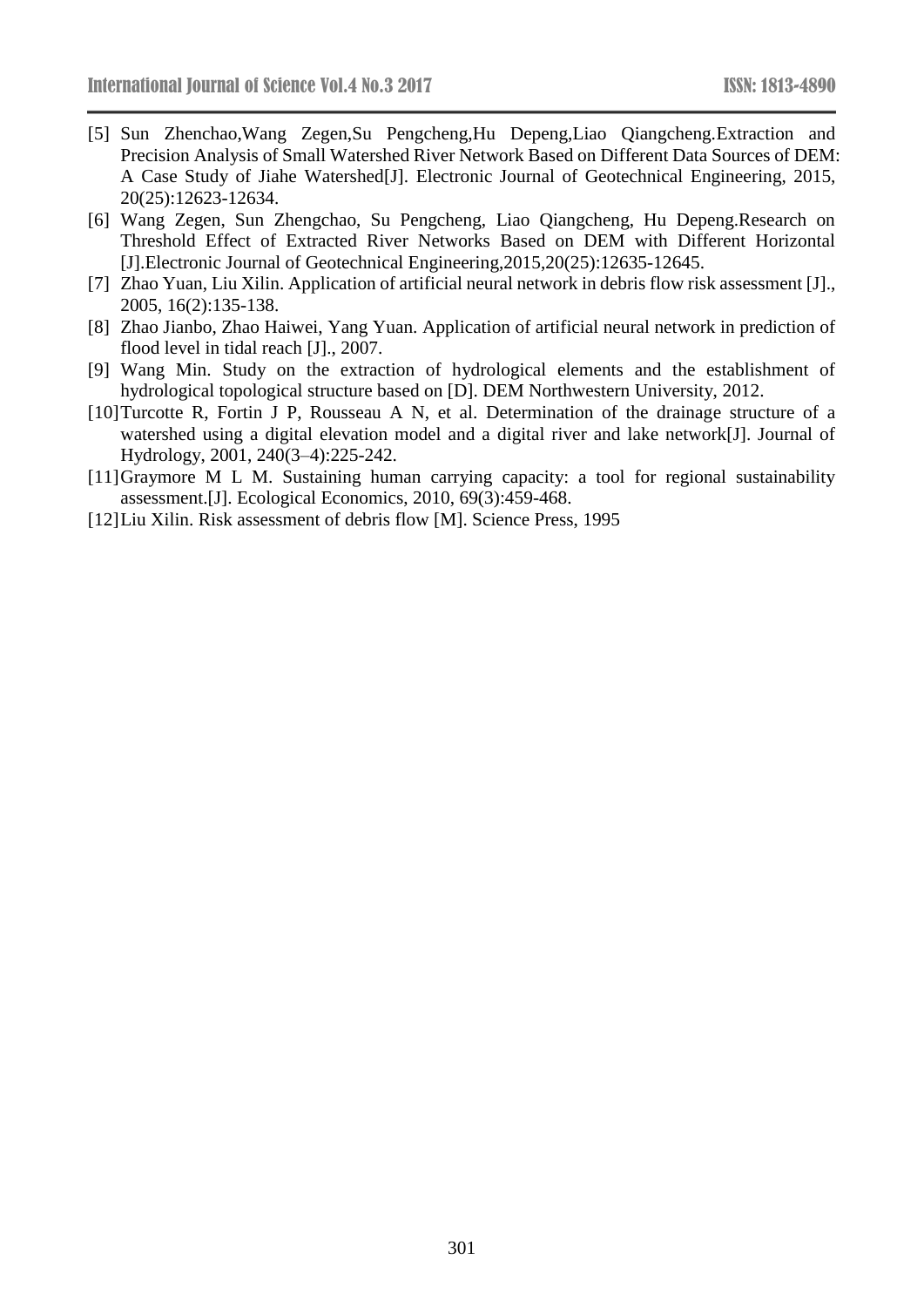[5] Sun Zhenchao,Wang Zegen,Su Pengcheng,Hu Depeng,Liao Qiangcheng.Extraction and Precision Analysis of Small Watershed River Network Based on Different Data Sources of DEM: A Case Study of Jiahe Watershed[J]. Electronic Journal of Geotechnical Engineering, 2015, 20(25):12623-12634.

[6] Wang Zegen, Sun Zhengchao, Su Pengcheng, Liao Qiangcheng, Hu Depeng.Research on Threshold Effect of Extracted River Networks Based on DEM with Different Horizontal [J].Electronic Journal of Geotechnical Engineering,2015,20(25):12635-12645.

[7] Zhao Yuan, Liu Xilin. Application of artificial neural network in debris flow risk assessment [J]., 2005, 16(2):135-138.

[8] Zhao Jianbo, Zhao Haiwei, Yang Yuan. Application of artificial neural network in prediction of flood level in tidal reach [J]., 2007.

[9] Wang Min. Study on the extraction of hydrological elements and the establishment of hydrological topological structure based on [D]. DEM Northwestern University, 2012.

[10] Turcotte R, Fortin J P, Rousseau A N, et al. Determination of the drainage structure of a watershed using a digital elevation model and a digital river and lake network[J]. Journal of Hydrology, 2001, 240(3–4):225-242.

[11] Graymore M L M. Sustaining human carrying capacity: a tool for regional sustainability assessment.[J]. Ecological Economics, 2010, 69(3):459-468.

[12] Liu Xilin. Risk assessment of debris flow [M]. Science Press, 1995